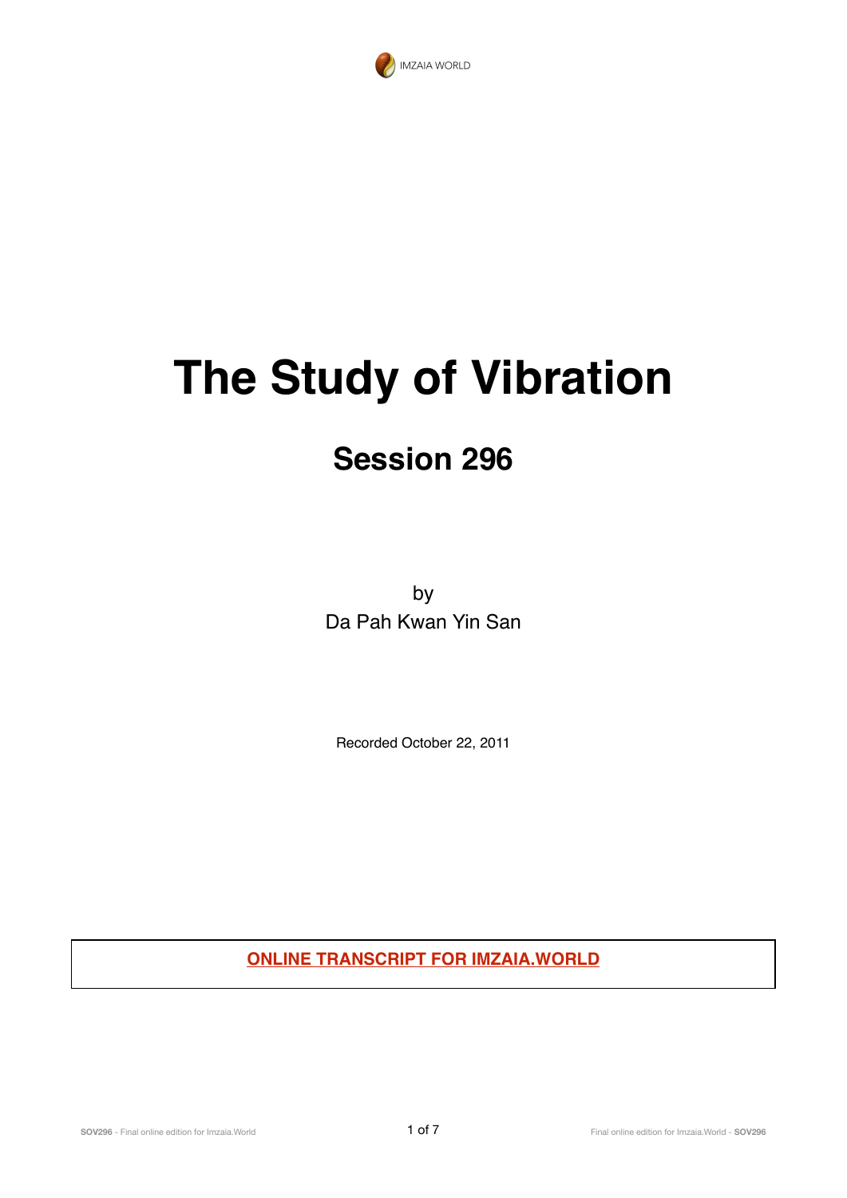IMZAIA WORLD

# The Study of Vibration

## Session 296

by
Da Pah Kwan Yin San

Recorded October 22, 2011

**ONLINE TRANSCRIPT FOR IMZAIA.WORLD**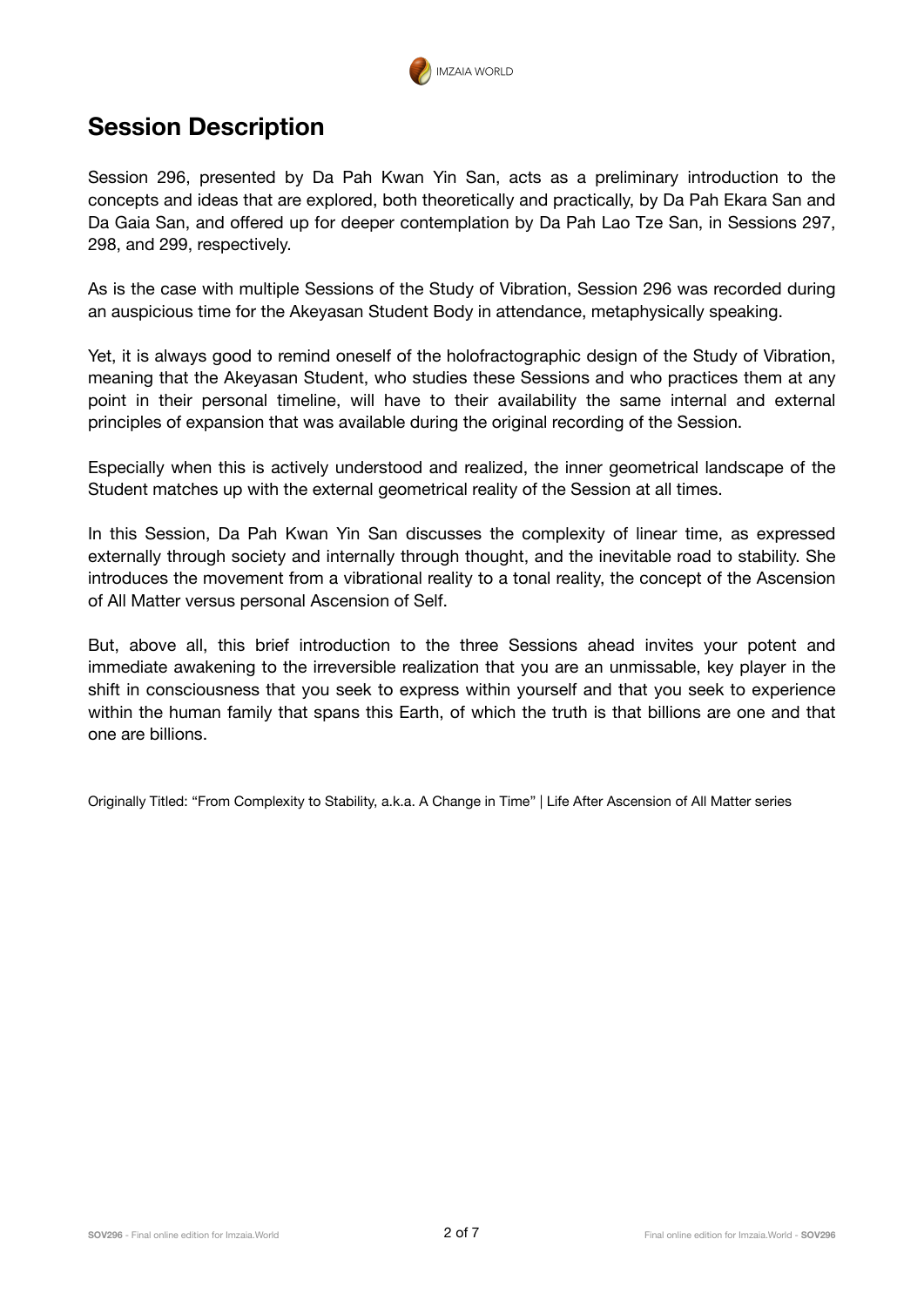## Session Description

Session 296, presented by Da Pah Kwan Yin San, acts as a preliminary introduction to the concepts and ideas that are explored, both theoretically and practically, by Da Pah Ekara San and Da Gaia San, and offered up for deeper contemplation by Da Pah Lao Tze San, in Sessions 297, 298, and 299, respectively.

As is the case with multiple Sessions of the Study of Vibration, Session 296 was recorded during an auspicious time for the Akeyasan Student Body in attendance, metaphysically speaking.

Yet, it is always good to remind oneself of the holofractographic design of the Study of Vibration, meaning that the Akeyasan Student, who studies these Sessions and who practices them at any point in their personal timeline, will have to their availability the same internal and external principles of expansion that was available during the original recording of the Session.

Especially when this is actively understood and realized, the inner geometrical landscape of the Student matches up with the external geometrical reality of the Session at all times.

In this Session, Da Pah Kwan Yin San discusses the complexity of linear time, as expressed externally through society and internally through thought, and the inevitable road to stability. She introduces the movement from a vibrational reality to a tonal reality, the concept of the Ascension of All Matter versus personal Ascension of Self.

But, above all, this brief introduction to the three Sessions ahead invites your potent and immediate awakening to the irreversible realization that you are an unmissable, key player in the shift in consciousness that you seek to express within yourself and that you seek to experience within the human family that spans this Earth, of which the truth is that billions are one and that one are billions.

Originally Titled: "From Complexity to Stability, a.k.a. A Change in Time" | Life After Ascension of All Matter series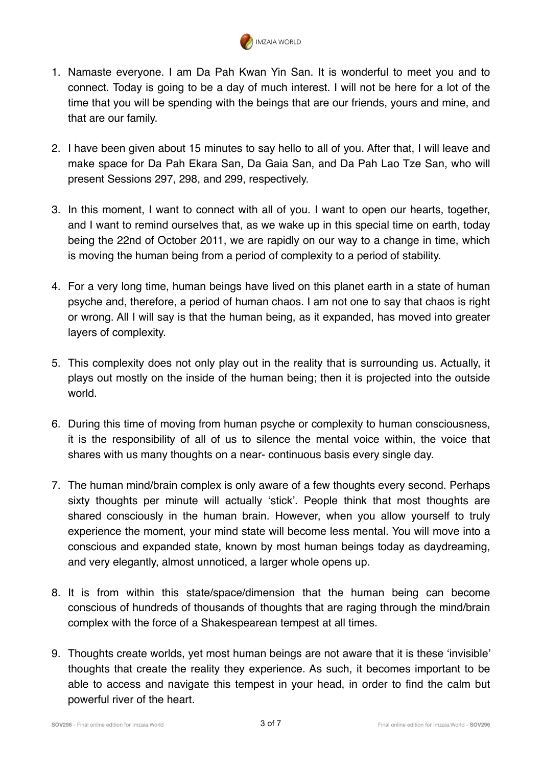1. Namaste everyone. I am Da Pah Kwan Yin San. It is wonderful to meet you and to connect. Today is going to be a day of much interest. I will not be here for a lot of the time that you will be spending with the beings that are our friends, yours and mine, and that are our family.

2. I have been given about 15 minutes to say hello to all of you. After that, I will leave and make space for Da Pah Ekara San, Da Gaia San, and Da Pah Lao Tze San, who will present Sessions 297, 298, and 299, respectively.

3. In this moment, I want to connect with all of you. I want to open our hearts, together, and I want to remind ourselves that, as we wake up in this special time on earth, today being the 22nd of October 2011, we are rapidly on our way to a change in time, which is moving the human being from a period of complexity to a period of stability.

4. For a very long time, human beings have lived on this planet earth in a state of human psyche and, therefore, a period of human chaos. I am not one to say that chaos is right or wrong. All I will say is that the human being, as it expanded, has moved into greater layers of complexity.

5. This complexity does not only play out in the reality that is surrounding us. Actually, it plays out mostly on the inside of the human being; then it is projected into the outside world.

6. During this time of moving from human psyche or complexity to human consciousness, it is the responsibility of all of us to silence the mental voice within, the voice that shares with us many thoughts on a near- continuous basis every single day.

7. The human mind/brain complex is only aware of a few thoughts every second. Perhaps sixty thoughts per minute will actually 'stick'. People think that most thoughts are shared consciously in the human brain. However, when you allow yourself to truly experience the moment, your mind state will become less mental. You will move into a conscious and expanded state, known by most human beings today as daydreaming, and very elegantly, almost unnoticed, a larger whole opens up.

8. It is from within this state/space/dimension that the human being can become conscious of hundreds of thousands of thoughts that are raging through the mind/brain complex with the force of a Shakespearean tempest at all times.

9. Thoughts create worlds, yet most human beings are not aware that it is these 'invisible' thoughts that create the reality they experience. As such, it becomes important to be able to access and navigate this tempest in your head, in order to find the calm but powerful river of the heart.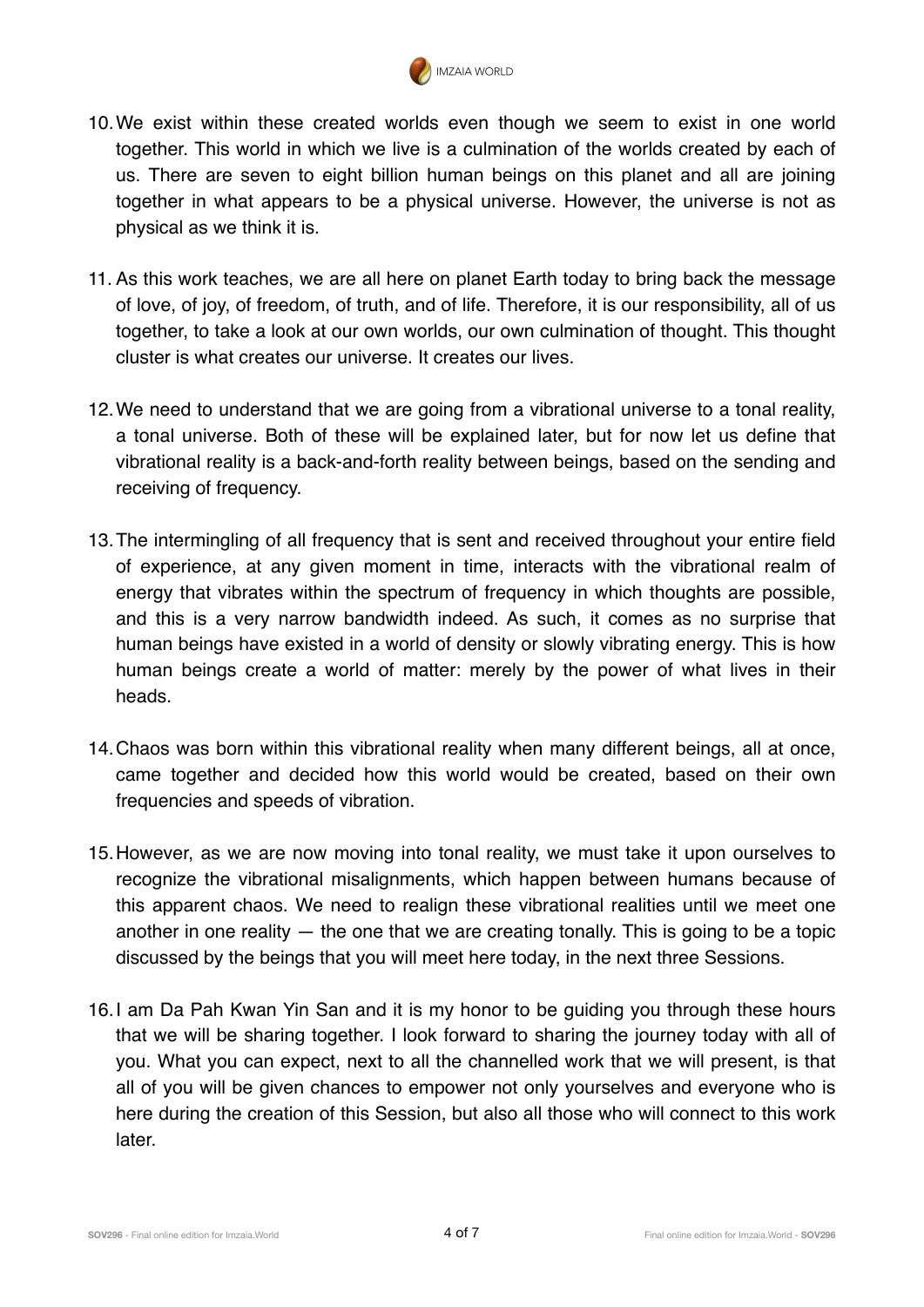10. We exist within these created worlds even though we seem to exist in one world together. This world in which we live is a culmination of the worlds created by each of us. There are seven to eight billion human beings on this planet and all are joining together in what appears to be a physical universe. However, the universe is not as physical as we think it is.

11. As this work teaches, we are all here on planet Earth today to bring back the message of love, of joy, of freedom, of truth, and of life. Therefore, it is our responsibility, all of us together, to take a look at our own worlds, our own culmination of thought. This thought cluster is what creates our universe. It creates our lives.

12. We need to understand that we are going from a vibrational universe to a tonal reality, a tonal universe. Both of these will be explained later, but for now let us define that vibrational reality is a back-and-forth reality between beings, based on the sending and receiving of frequency.

13. The intermingling of all frequency that is sent and received throughout your entire field of experience, at any given moment in time, interacts with the vibrational realm of energy that vibrates within the spectrum of frequency in which thoughts are possible, and this is a very narrow bandwidth indeed. As such, it comes as no surprise that human beings have existed in a world of density or slowly vibrating energy. This is how human beings create a world of matter: merely by the power of what lives in their heads.

14. Chaos was born within this vibrational reality when many different beings, all at once, came together and decided how this world would be created, based on their own frequencies and speeds of vibration.

15. However, as we are now moving into tonal reality, we must take it upon ourselves to recognize the vibrational misalignments, which happen between humans because of this apparent chaos. We need to realign these vibrational realities until we meet one another in one reality — the one that we are creating tonally. This is going to be a topic discussed by the beings that you will meet here today, in the next three Sessions.

16. I am Da Pah Kwan Yin San and it is my honor to be guiding you through these hours that we will be sharing together. I look forward to sharing the journey today with all of you. What you can expect, next to all the channelled work that we will present, is that all of you will be given chances to empower not only yourselves and everyone who is here during the creation of this Session, but also all those who will connect to this work later.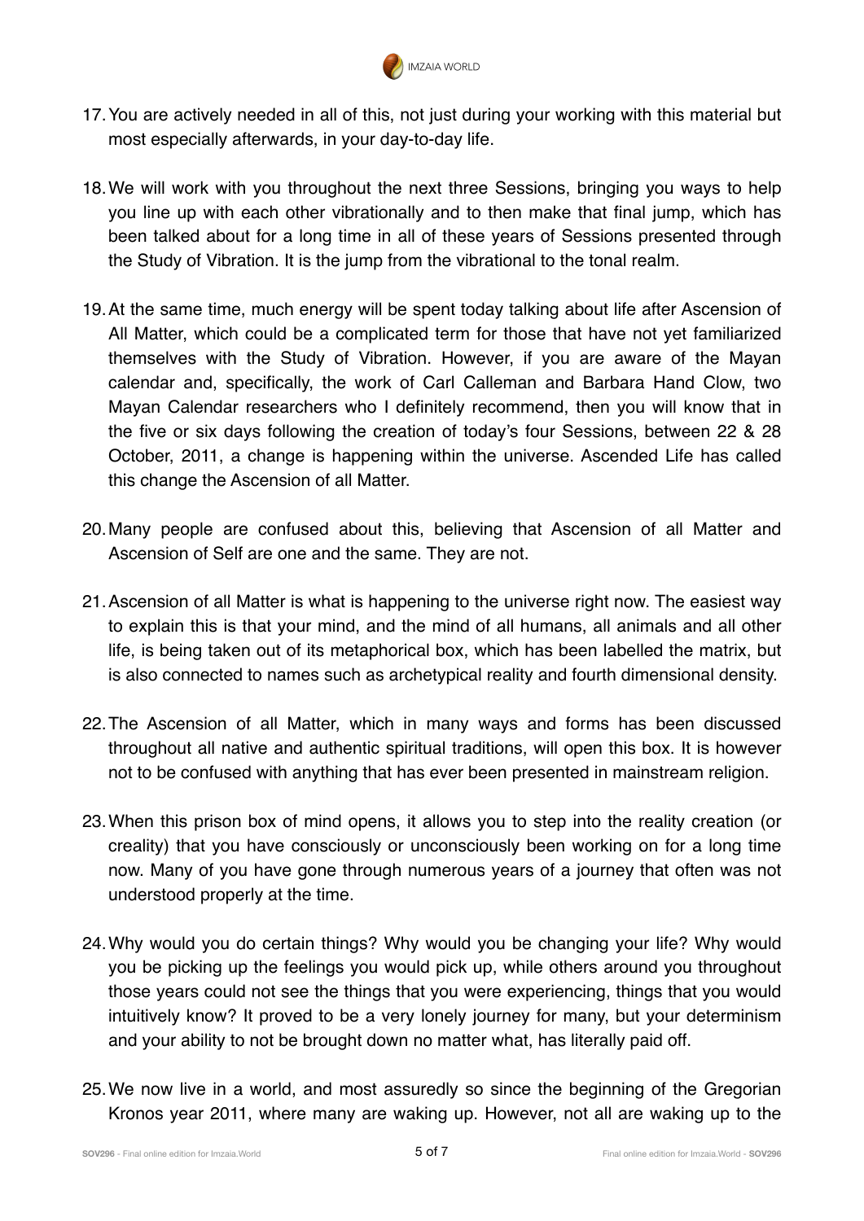17. You are actively needed in all of this, not just during your working with this material but most especially afterwards, in your day-to-day life.

18. We will work with you throughout the next three Sessions, bringing you ways to help you line up with each other vibrationally and to then make that final jump, which has been talked about for a long time in all of these years of Sessions presented through the Study of Vibration. It is the jump from the vibrational to the tonal realm.

19. At the same time, much energy will be spent today talking about life after Ascension of All Matter, which could be a complicated term for those that have not yet familiarized themselves with the Study of Vibration. However, if you are aware of the Mayan calendar and, specifically, the work of Carl Calleman and Barbara Hand Clow, two Mayan Calendar researchers who I definitely recommend, then you will know that in the five or six days following the creation of today's four Sessions, between 22 & 28 October, 2011, a change is happening within the universe. Ascended Life has called this change the Ascension of all Matter.

20. Many people are confused about this, believing that Ascension of all Matter and Ascension of Self are one and the same. They are not.

21. Ascension of all Matter is what is happening to the universe right now. The easiest way to explain this is that your mind, and the mind of all humans, all animals and all other life, is being taken out of its metaphorical box, which has been labelled the matrix, but is also connected to names such as archetypical reality and fourth dimensional density.

22. The Ascension of all Matter, which in many ways and forms has been discussed throughout all native and authentic spiritual traditions, will open this box. It is however not to be confused with anything that has ever been presented in mainstream religion.

23. When this prison box of mind opens, it allows you to step into the reality creation (or creality) that you have consciously or unconsciously been working on for a long time now. Many of you have gone through numerous years of a journey that often was not understood properly at the time.

24. Why would you do certain things? Why would you be changing your life? Why would you be picking up the feelings you would pick up, while others around you throughout those years could not see the things that you were experiencing, things that you would intuitively know? It proved to be a very lonely journey for many, but your determinism and your ability to not be brought down no matter what, has literally paid off.

25. We now live in a world, and most assuredly so since the beginning of the Gregorian Kronos year 2011, where many are waking up. However, not all are waking up to the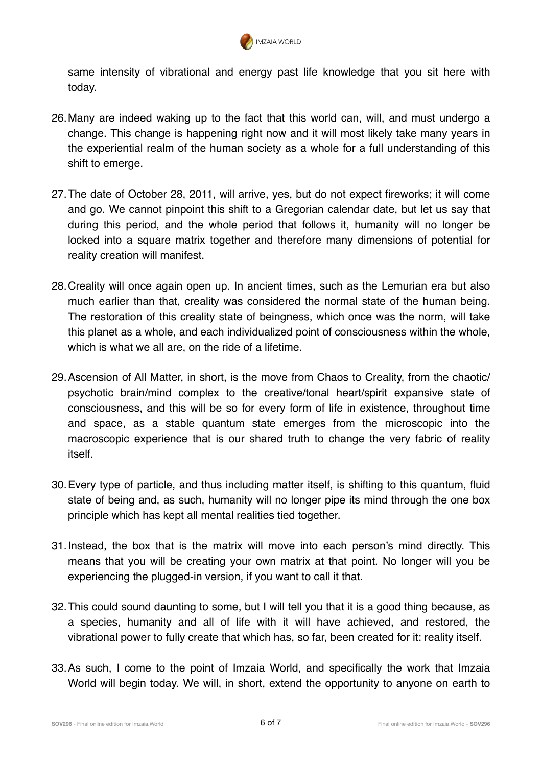same intensity of vibrational and energy past life knowledge that you sit here with today.

26. Many are indeed waking up to the fact that this world can, will, and must undergo a change. This change is happening right now and it will most likely take many years in the experiential realm of the human society as a whole for a full understanding of this shift to emerge.

27. The date of October 28, 2011, will arrive, yes, but do not expect fireworks; it will come and go. We cannot pinpoint this shift to a Gregorian calendar date, but let us say that during this period, and the whole period that follows it, humanity will no longer be locked into a square matrix together and therefore many dimensions of potential for reality creation will manifest.

28. Creality will once again open up. In ancient times, such as the Lemurian era but also much earlier than that, creality was considered the normal state of the human being. The restoration of this creality state of beingness, which once was the norm, will take this planet as a whole, and each individualized point of consciousness within the whole, which is what we all are, on the ride of a lifetime.

29. Ascension of All Matter, in short, is the move from Chaos to Creality, from the chaotic/psychotic brain/mind complex to the creative/tonal heart/spirit expansive state of consciousness, and this will be so for every form of life in existence, throughout time and space, as a stable quantum state emerges from the microscopic into the macroscopic experience that is our shared truth to change the very fabric of reality itself.

30. Every type of particle, and thus including matter itself, is shifting to this quantum, fluid state of being and, as such, humanity will no longer pipe its mind through the one box principle which has kept all mental realities tied together.

31. Instead, the box that is the matrix will move into each person's mind directly. This means that you will be creating your own matrix at that point. No longer will you be experiencing the plugged-in version, if you want to call it that.

32. This could sound daunting to some, but I will tell you that it is a good thing because, as a species, humanity and all of life with it will have achieved, and restored, the vibrational power to fully create that which has, so far, been created for it: reality itself.

33. As such, I come to the point of Imzaia World, and specifically the work that Imzaia World will begin today. We will, in short, extend the opportunity to anyone on earth to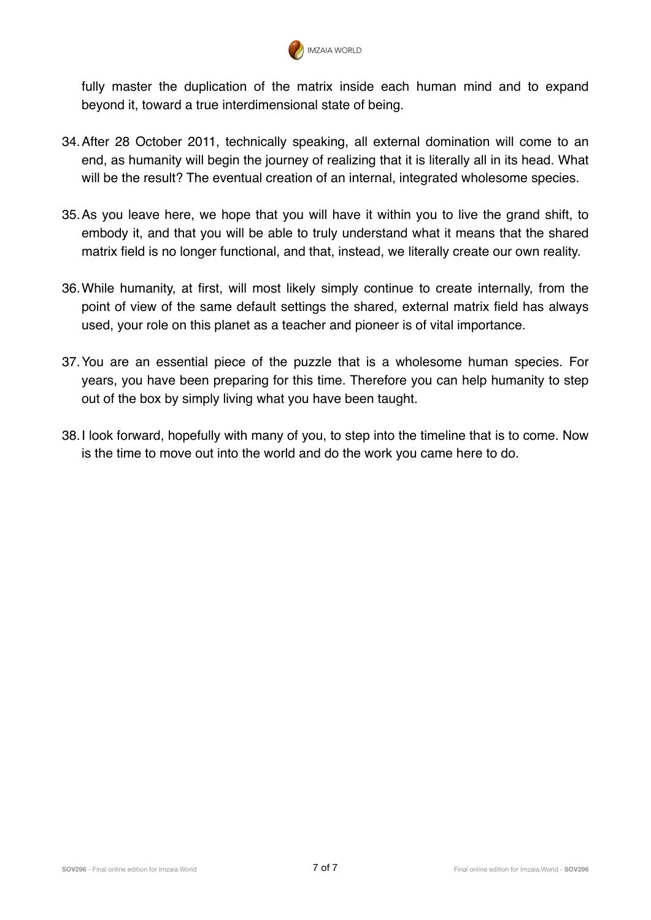fully master the duplication of the matrix inside each human mind and to expand beyond it, toward a true interdimensional state of being.

34. After 28 October 2011, technically speaking, all external domination will come to an end, as humanity will begin the journey of realizing that it is literally all in its head. What will be the result? The eventual creation of an internal, integrated wholesome species.

35. As you leave here, we hope that you will have it within you to live the grand shift, to embody it, and that you will be able to truly understand what it means that the shared matrix field is no longer functional, and that, instead, we literally create our own reality.

36. While humanity, at first, will most likely simply continue to create internally, from the point of view of the same default settings the shared, external matrix field has always used, your role on this planet as a teacher and pioneer is of vital importance.

37. You are an essential piece of the puzzle that is a wholesome human species. For years, you have been preparing for this time. Therefore you can help humanity to step out of the box by simply living what you have been taught.

38. I look forward, hopefully with many of you, to step into the timeline that is to come. Now is the time to move out into the world and do the work you came here to do.